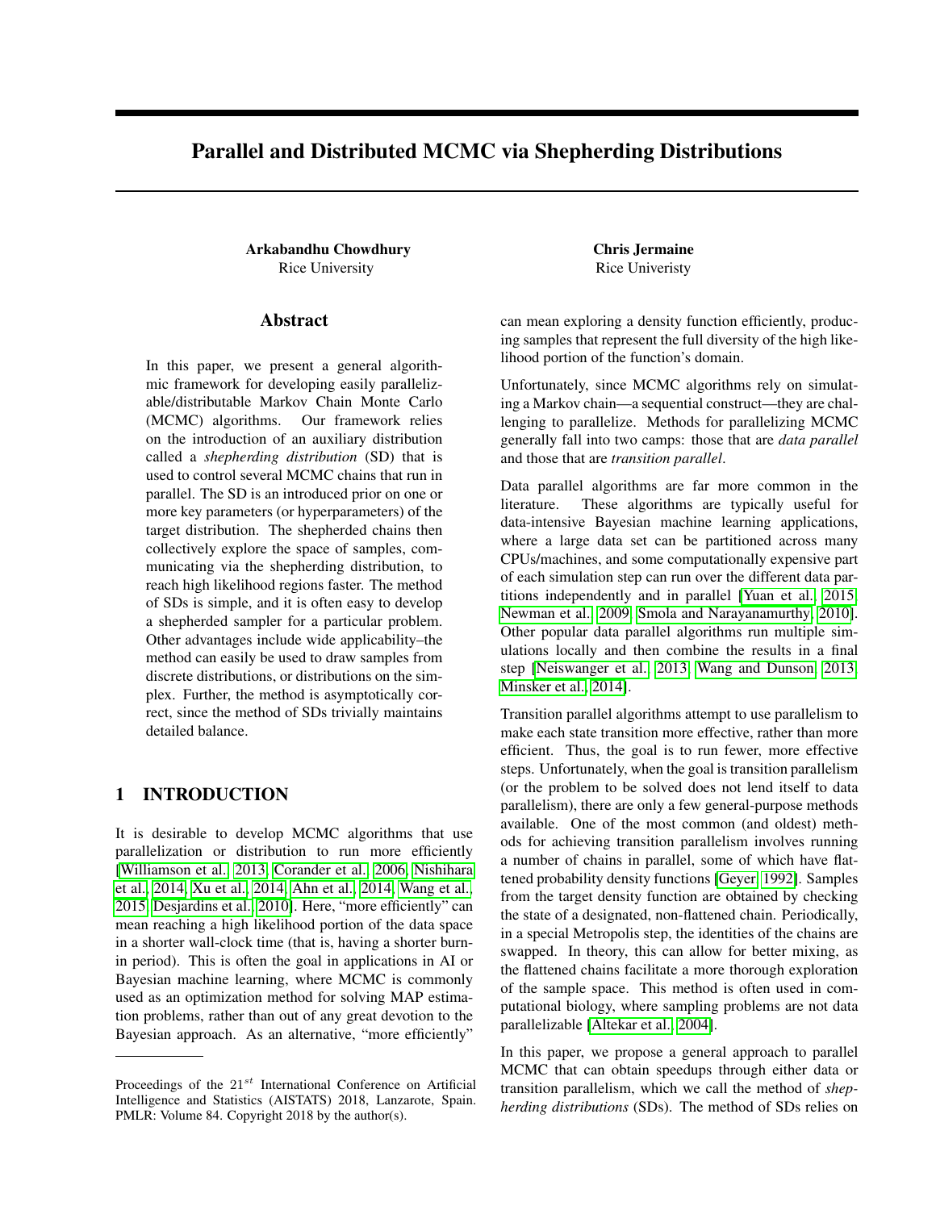# Parallel and Distributed MCMC via Shepherding Distributions

**Arkabandhu Chowdhury**
Rice University

**Chris Jermaine**
Rice Univeristy

## Abstract

In this paper, we present a general algorithmic framework for developing easily parallelizable/distributable Markov Chain Monte Carlo (MCMC) algorithms. Our framework relies on the introduction of an auxiliary distribution called a *shepherding distribution* (SD) that is used to control several MCMC chains that run in parallel. The SD is an introduced prior on one or more key parameters (or hyperparameters) of the target distribution. The shepherded chains then collectively explore the space of samples, communicating via the shepherding distribution, to reach high likelihood regions faster. The method of SDs is simple, and it is often easy to develop a shepherded sampler for a particular problem. Other advantages include wide applicability–the method can easily be used to draw samples from discrete distributions, or distributions on the simplex. Further, the method is asymptotically correct, since the method of SDs trivially maintains detailed balance.

## 1 INTRODUCTION

It is desirable to develop MCMC algorithms that use parallelization or distribution to run more efficiently [Williamson et al., 2013, Corander et al., 2006, Nishihara et al., 2014, Xu et al., 2014, Ahn et al., 2014, Wang et al., 2015, Desjardins et al., 2010]. Here, "more efficiently" can mean reaching a high likelihood portion of the data space in a shorter wall-clock time (that is, having a shorter burn-in period). This is often the goal in applications in AI or Bayesian machine learning, where MCMC is commonly used as an optimization method for solving MAP estimation problems, rather than out of any great devotion to the Bayesian approach. As an alternative, "more efficiently" can mean exploring a density function efficiently, producing samples that represent the full diversity of the high likelihood portion of the function's domain.

Unfortunately, since MCMC algorithms rely on simulating a Markov chain—a sequential construct—they are challenging to parallelize. Methods for parallelizing MCMC generally fall into two camps: those that are *data parallel* and those that are *transition parallel*.

Data parallel algorithms are far more common in the literature. These algorithms are typically useful for data-intensive Bayesian machine learning applications, where a large data set can be partitioned across many CPUs/machines, and some computationally expensive part of each simulation step can run over the different data partitions independently and in parallel [Yuan et al., 2015, Newman et al., 2009, Smola and Narayanamurthy, 2010]. Other popular data parallel algorithms run multiple simulations locally and then combine the results in a final step [Neiswanger et al., 2013, Wang and Dunson, 2013, Minsker et al., 2014].

Transition parallel algorithms attempt to use parallelism to make each state transition more effective, rather than more efficient. Thus, the goal is to run fewer, more effective steps. Unfortunately, when the goal is transition parallelism (or the problem to be solved does not lend itself to data parallelism), there are only a few general-purpose methods available. One of the most common (and oldest) methods for achieving transition parallelism involves running a number of chains in parallel, some of which have flattened probability density functions [Geyer, 1992]. Samples from the target density function are obtained by checking the state of a designated, non-flattened chain. Periodically, in a special Metropolis step, the identities of the chains are swapped. In theory, this can allow for better mixing, as the flattened chains facilitate a more thorough exploration of the sample space. This method is often used in computational biology, where sampling problems are not data parallelizable [Altekar et al., 2004].

In this paper, we propose a general approach to parallel MCMC that can obtain speedups through either data or transition parallelism, which we call the method of *shepherding distributions* (SDs). The method of SDs relies on

Proceedings of the $21^{st}$ International Conference on Artificial Intelligence and Statistics (AISTATS) 2018, Lanzarote, Spain. PMLR: Volume 84. Copyright 2018 by the author(s).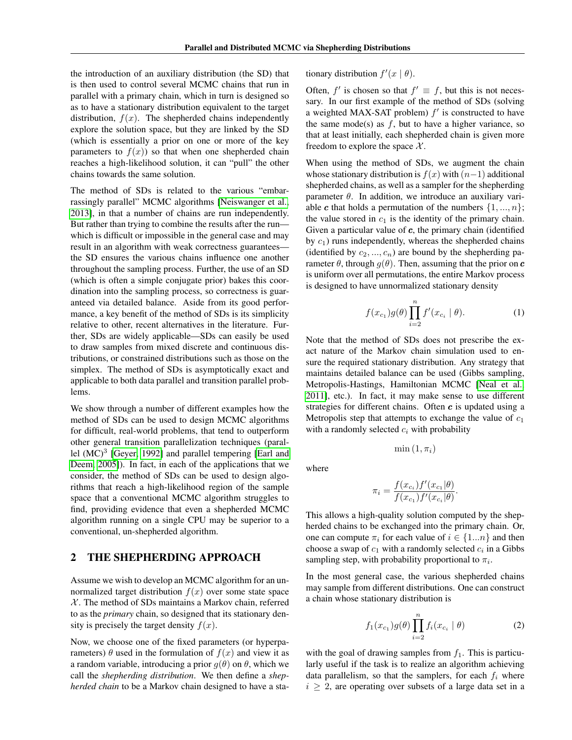the introduction of an auxiliary distribution (the SD) that is then used to control several MCMC chains that run in parallel with a primary chain, which in turn is designed so as to have a stationary distribution equivalent to the target distribution, $f(x)$. The shepherded chains independently explore the solution space, but they are linked by the SD (which is essentially a prior on one or more of the key parameters to $f(x)$) so that when one shepherded chain reaches a high-likelihood solution, it can "pull" the other chains towards the same solution.

The method of SDs is related to the various "embarrassingly parallel" MCMC algorithms [Neiswanger et al., 2013], in that a number of chains are run independently. But rather than trying to combine the results after the run—which is difficult or impossible in the general case and may result in an algorithm with weak correctness guarantees—the SD ensures the various chains influence one another throughout the sampling process. Further, the use of an SD (which is often a simple conjugate prior) bakes this coordination into the sampling process, so correctness is guaranteed via detailed balance. Aside from its good performance, a key benefit of the method of SDs is its simplicity relative to other, recent alternatives in the literature. Further, SDs are widely applicable—SDs can easily be used to draw samples from mixed discrete and continuous distributions, or constrained distributions such as those on the simplex. The method of SDs is asymptotically exact and applicable to both data parallel and transition parallel problems.

We show through a number of different examples how the method of SDs can be used to design MCMC algorithms for difficult, real-world problems, that tend to outperform other general transition parallelization techniques (parallel $(\text{MC})^3$ [Geyer, 1992] and parallel tempering [Earl and Deem, 2005]). In fact, in each of the applications that we consider, the method of SDs can be used to design algorithms that reach a high-likelihood region of the sample space that a conventional MCMC algorithm struggles to find, providing evidence that even a shepherded MCMC algorithm running on a single CPU may be superior to a conventional, un-shepherded algorithm.

## 2 THE SHEPHERDING APPROACH

Assume we wish to develop an MCMC algorithm for an unnormalized target distribution $f(x)$ over some state space $\mathcal{X}$. The method of SDs maintains a Markov chain, referred to as the *primary* chain, so designed that its stationary density is precisely the target density $f(x)$.

Now, we choose one of the fixed parameters (or hyperparameters) $\theta$ used in the formulation of $f(x)$ and view it as a random variable, introducing a prior $g(\theta)$ on $\theta$, which we call the *shepherding distribution*. We then define a *shepherded chain* to be a Markov chain designed to have a stationary distribution $f'(x \mid \theta)$.

Often, $f'$ is chosen so that $f' \equiv f$, but this is not necessary. In our first example of the method of SDs (solving a weighted MAX-SAT problem) $f'$ is constructed to have the same mode(s) as $f$, but to have a higher variance, so that at least initially, each shepherded chain is given more freedom to explore the space $\mathcal{X}$.

When using the method of SDs, we augment the chain whose stationary distribution is $f(x)$ with $(n-1)$ additional shepherded chains, as well as a sampler for the shepherding parameter $\theta$. In addition, we introduce an auxiliary variable $\boldsymbol{c}$ that holds a permutation of the numbers $\{1, ..., n\}$; the value stored in $c_1$ is the identity of the primary chain. Given a particular value of $\boldsymbol{c}$, the primary chain (identified by $c_1$) runs independently, whereas the shepherded chains (identified by $c_2, ..., c_n$) are bound by the shepherding parameter $\theta$, through $g(\theta)$. Then, assuming that the prior on $\boldsymbol{c}$ is uniform over all permutations, the entire Markov process is designed to have unnormalized stationary density

$$f(x_{c_1})g(\theta)\prod_{i=2}^{n} f'(x_{c_i} \mid \theta). \tag{1}$$

Note that the method of SDs does not prescribe the exact nature of the Markov chain simulation used to ensure the required stationary distribution. Any strategy that maintains detailed balance can be used (Gibbs sampling, Metropolis-Hastings, Hamiltonian MCMC [Neal et al., 2011], etc.). In fact, it may make sense to use different strategies for different chains. Often $\boldsymbol{c}$ is updated using a Metropolis step that attempts to exchange the value of $c_1$ with a randomly selected $c_i$ with probability

$$\min(1, \pi_i)$$

where

$$\pi_i = \frac{f(x_{c_i})f'(x_{c_1}|\theta)}{f(x_{c_1})f'(x_{c_i}|\theta)}.$$

This allows a high-quality solution computed by the shepherded chains to be exchanged into the primary chain. Or, one can compute $\pi_i$ for each value of $i \in \{1...n\}$ and then choose a swap of $c_1$ with a randomly selected $c_i$ in a Gibbs sampling step, with probability proportional to $\pi_i$.

In the most general case, the various shepherded chains may sample from different distributions. One can construct a chain whose stationary distribution is

$$f_1(x_{c_1})g(\theta)\prod_{i=2}^{n} f_i(x_{c_i} \mid \theta) \tag{2}$$

with the goal of drawing samples from $f_1$. This is particularly useful if the task is to realize an algorithm achieving data parallelism, so that the samplers, for each $f_i$ where $i \geq 2$, are operating over subsets of a large data set in a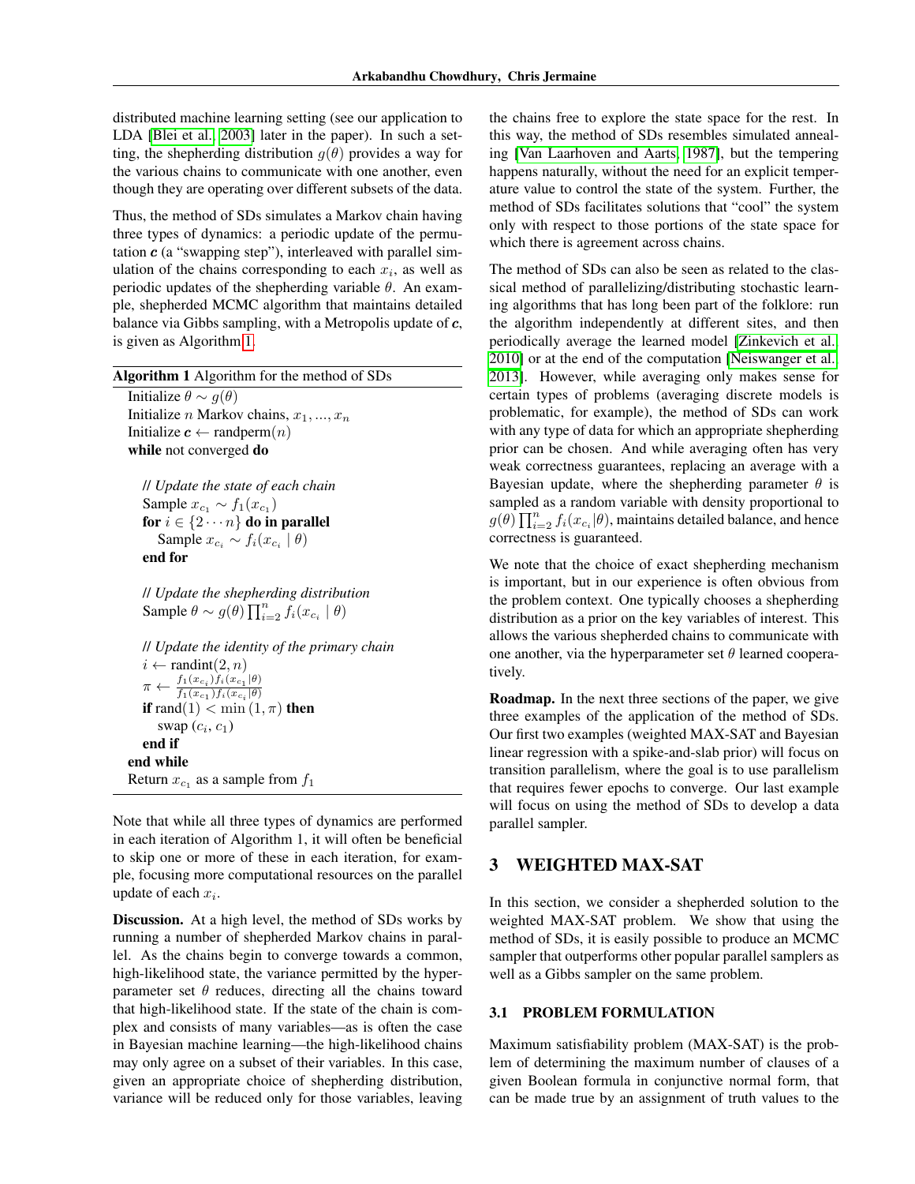distributed machine learning setting (see our application to LDA [Blei et al., 2003] later in the paper). In such a setting, the shepherding distribution $g(\theta)$ provides a way for the various chains to communicate with one another, even though they are operating over different subsets of the data.

Thus, the method of SDs simulates a Markov chain having three types of dynamics: a periodic update of the permutation $\boldsymbol{c}$ (a "swapping step"), interleaved with parallel simulation of the chains corresponding to each $x_i$, as well as periodic updates of the shepherding variable $\theta$. An example, shepherded MCMC algorithm that maintains detailed balance via Gibbs sampling, with a Metropolis update of $\boldsymbol{c}$, is given as Algorithm 1.

**Algorithm 1** Algorithm for the method of SDs

```
Initialize θ ∼ g(θ)
Initialize n Markov chains, x_1, ..., x_n
Initialize c ← randperm(n)
while not converged do

    // Update the state of each chain
    Sample x_{c_1} ∼ f_1(x_{c_1})
    for i ∈ {2 ··· n} do in parallel
        Sample x_{c_i} ∼ f_i(x_{c_i} | θ)
    end for

    // Update the shepherding distribution
    Sample θ ∼ g(θ) ∏_{i=2}^{n} f_i(x_{c_i} | θ)

    // Update the identity of the primary chain
    i ← randint(2, n)
    π ← [f_1(x_{c_i}) f_i(x_{c_1}|θ)] / [f_1(x_{c_1}) f_i(x_{c_i}|θ)]
    if rand(1) < min(1, π) then
        swap (c_i, c_1)
    end if
end while
Return x_{c_1} as a sample from f_1
```

Note that while all three types of dynamics are performed in each iteration of Algorithm 1, it will often be beneficial to skip one or more of these in each iteration, for example, focusing more computational resources on the parallel update of each $x_i$.

**Discussion.** At a high level, the method of SDs works by running a number of shepherded Markov chains in parallel. As the chains begin to converge towards a common, high-likelihood state, the variance permitted by the hyperparameter set $\theta$ reduces, directing all the chains toward that high-likelihood state. If the state of the chain is complex and consists of many variables—as is often the case in Bayesian machine learning—the high-likelihood chains may only agree on a subset of their variables. In this case, given an appropriate choice of shepherding distribution, variance will be reduced only for those variables, leaving the chains free to explore the state space for the rest. In this way, the method of SDs resembles simulated annealing [Van Laarhoven and Aarts, 1987], but the tempering happens naturally, without the need for an explicit temperature value to control the state of the system. Further, the method of SDs facilitates solutions that "cool" the system only with respect to those portions of the state space for which there is agreement across chains.

The method of SDs can also be seen as related to the classical method of parallelizing/distributing stochastic learning algorithms that has long been part of the folklore: run the algorithm independently at different sites, and then periodically average the learned model [Zinkevich et al., 2010] or at the end of the computation [Neiswanger et al., 2013]. However, while averaging only makes sense for certain types of problems (averaging discrete models is problematic, for example), the method of SDs can work with any type of data for which an appropriate shepherding prior can be chosen. And while averaging often has very weak correctness guarantees, replacing an average with a Bayesian update, where the shepherding parameter $\theta$ is sampled as a random variable with density proportional to $g(\theta)\prod_{i=2}^{n} f_i(x_{c_i}|\theta)$, maintains detailed balance, and hence correctness is guaranteed.

We note that the choice of exact shepherding mechanism is important, but in our experience is often obvious from the problem context. One typically chooses a shepherding distribution as a prior on the key variables of interest. This allows the various shepherded chains to communicate with one another, via the hyperparameter set $\theta$ learned cooperatively.

**Roadmap.** In the next three sections of the paper, we give three examples of the application of the method of SDs. Our first two examples (weighted MAX-SAT and Bayesian linear regression with a spike-and-slab prior) will focus on transition parallelism, where the goal is to use parallelism that requires fewer epochs to converge. Our last example will focus on using the method of SDs to develop a data parallel sampler.

## 3 WEIGHTED MAX-SAT

In this section, we consider a shepherded solution to the weighted MAX-SAT problem. We show that using the method of SDs, it is easily possible to produce an MCMC sampler that outperforms other popular parallel samplers as well as a Gibbs sampler on the same problem.

### 3.1 PROBLEM FORMULATION

Maximum satisfiability problem (MAX-SAT) is the problem of determining the maximum number of clauses of a given Boolean formula in conjunctive normal form, that can be made true by an assignment of truth values to the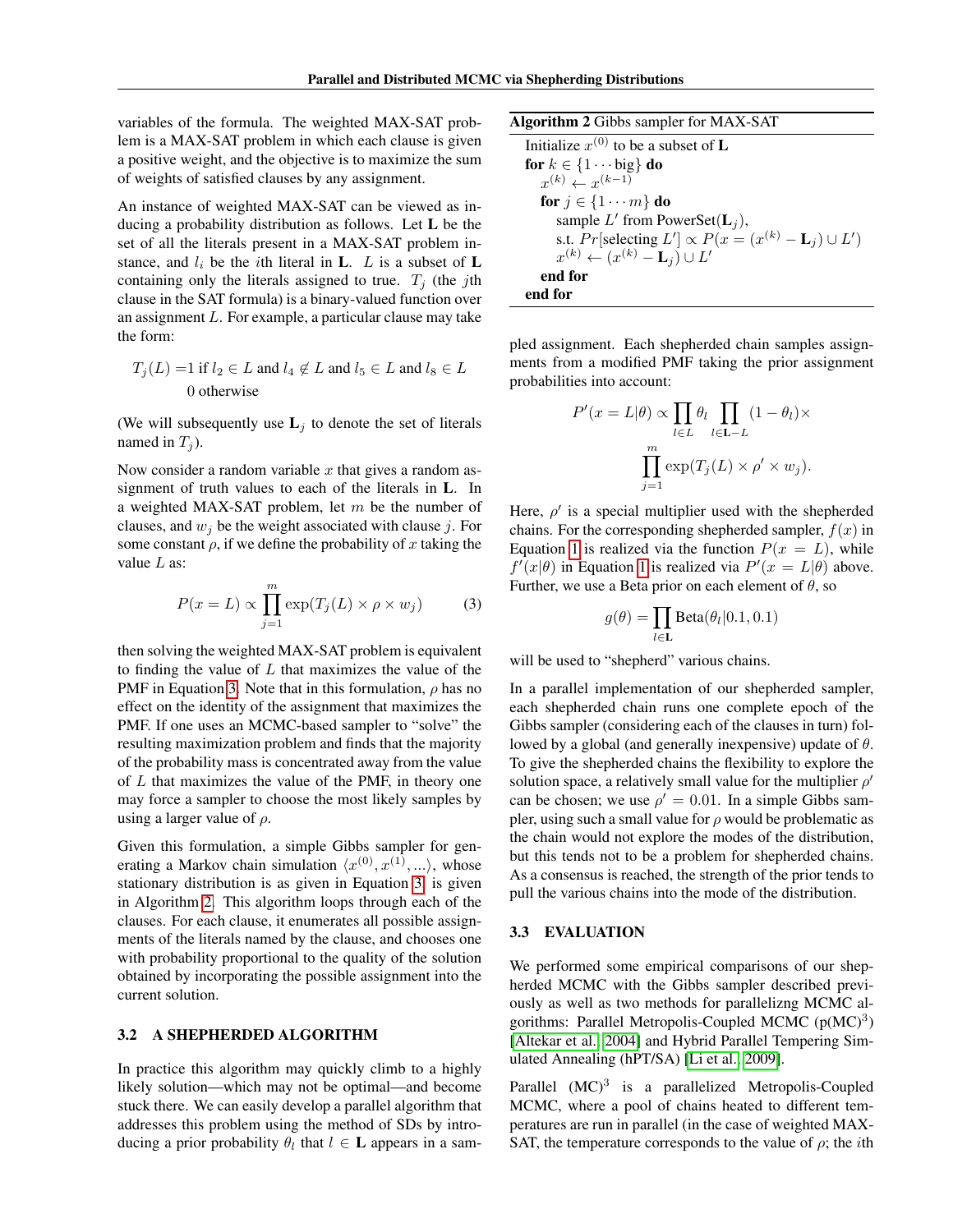variables of the formula. The weighted MAX-SAT problem is a MAX-SAT problem in which each clause is given a positive weight, and the objective is to maximize the sum of weights of satisfied clauses by any assignment.

An instance of weighted MAX-SAT can be viewed as inducing a probability distribution as follows. Let $\mathbf{L}$ be the set of all the literals present in a MAX-SAT problem instance, and $l_i$ be the $i$th literal in $\mathbf{L}$. $L$ is a subset of $\mathbf{L}$ containing only the literals assigned to true. $T_j$ (the $j$th clause in the SAT formula) is a binary-valued function over an assignment $L$. For example, a particular clause may take the form:

$$T_j(L) = 1 \text{ if } l_2 \in L \text{ and } l_4 \notin L \text{ and } l_5 \in L \text{ and } l_8 \in L$$
$$0 \text{ otherwise}$$

(We will subsequently use $\mathbf{L}_j$ to denote the set of literals named in $T_j$).

Now consider a random variable $x$ that gives a random assignment of truth values to each of the literals in $\mathbf{L}$. In a weighted MAX-SAT problem, let $m$ be the number of clauses, and $w_j$ be the weight associated with clause $j$. For some constant $\rho$, if we define the probability of $x$ taking the value $L$ as:

$$P(x = L) \propto \prod_{j=1}^{m} \exp(T_j(L) \times \rho \times w_j) \tag{3}$$

then solving the weighted MAX-SAT problem is equivalent to finding the value of $L$ that maximizes the value of the PMF in Equation 3. Note that in this formulation, $\rho$ has no effect on the identity of the assignment that maximizes the PMF. If one uses an MCMC-based sampler to "solve" the resulting maximization problem and finds that the majority of the probability mass is concentrated away from the value of $L$ that maximizes the value of the PMF, in theory one may force a sampler to choose the most likely samples by using a larger value of $\rho$.

Given this formulation, a simple Gibbs sampler for generating a Markov chain simulation $\langle x^{(0)}, x^{(1)}, ...\rangle$, whose stationary distribution is as given in Equation 3, is given in Algorithm 2. This algorithm loops through each of the clauses. For each clause, it enumerates all possible assignments of the literals named by the clause, and chooses one with probability proportional to the quality of the solution obtained by incorporating the possible assignment into the current solution.

**Algorithm 2** Gibbs sampler for MAX-SAT

```
Initialize x^(0) to be a subset of L
for k ∈ {1 ··· big} do
  x^(k) ← x^(k−1)
  for j ∈ {1 ··· m} do
    sample L' from PowerSet(L_j),
    s.t. Pr[selecting L'] ∝ P(x = (x^(k) − L_j) ∪ L')
    x^(k) ← (x^(k) − L_j) ∪ L'
  end for
end for
```

### 3.2 A SHEPHERDED ALGORITHM

In practice this algorithm may quickly climb to a highly likely solution—which may not be optimal—and become stuck there. We can easily develop a parallel algorithm that addresses this problem using the method of SDs by introducing a prior probability $\theta_l$ that $l \in \mathbf{L}$ appears in a sampled assignment. Each shepherded chain samples assignments from a modified PMF taking the prior assignment probabilities into account:

$$P'(x = L|\theta) \propto \prod_{l \in L} \theta_l \prod_{l \in \mathbf{L}-L} (1 - \theta_l) \times \prod_{j=1}^{m} \exp(T_j(L) \times \rho' \times w_j).$$

Here, $\rho'$ is a special multiplier used with the shepherded chains. For the corresponding shepherded sampler, $f(x)$ in Equation 1 is realized via the function $P(x = L)$, while $f'(x|\theta)$ in Equation 1 is realized via $P'(x = L|\theta)$ above. Further, we use a Beta prior on each element of $\theta$, so

$$g(\theta) = \prod_{l \in \mathbf{L}} \text{Beta}(\theta_l | 0.1, 0.1)$$

will be used to "shepherd" various chains.

In a parallel implementation of our shepherded sampler, each shepherded chain runs one complete epoch of the Gibbs sampler (considering each of the clauses in turn) followed by a global (and generally inexpensive) update of $\theta$. To give the shepherded chains the flexibility to explore the solution space, a relatively small value for the multiplier $\rho'$ can be chosen; we use $\rho' = 0.01$. In a simple Gibbs sampler, using such a small value for $\rho$ would be problematic as the chain would not explore the modes of the distribution, but this tends not to be a problem for shepherded chains. As a consensus is reached, the strength of the prior tends to pull the various chains into the mode of the distribution.

### 3.3 EVALUATION

We performed some empirical comparisons of our shepherded MCMC with the Gibbs sampler described previously as well as two methods for parallelizng MCMC algorithms: Parallel Metropolis-Coupled MCMC (p(MC)$^3$) [Altekar et al., 2004] and Hybrid Parallel Tempering Simulated Annealing (hPT/SA) [Li et al., 2009].

Parallel (MC)$^3$ is a parallelized Metropolis-Coupled MCMC, where a pool of chains heated to different temperatures are run in parallel (in the case of weighted MAX-SAT, the temperature corresponds to the value of $\rho$; the $i$th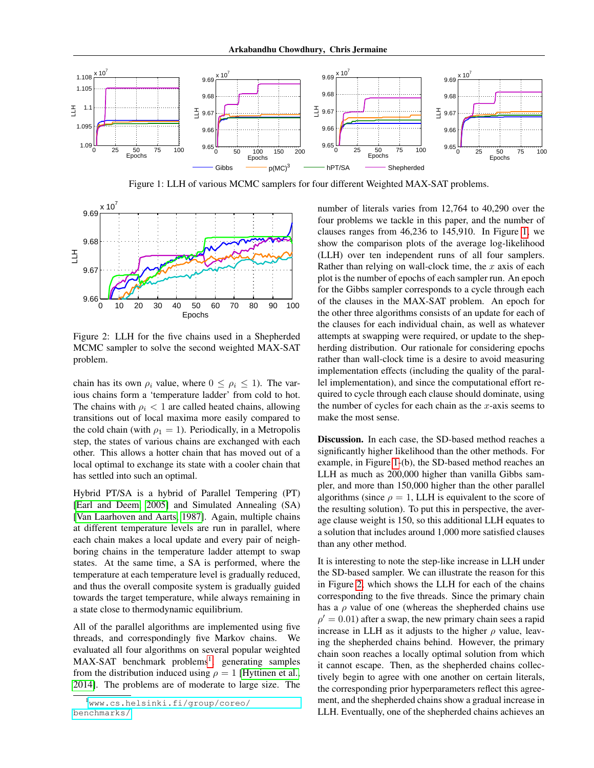Figure 1: LLH of various MCMC samplers for four different Weighted MAX-SAT problems.

Figure 2: LLH for the five chains used in a Shepherded MCMC sampler to solve the second weighted MAX-SAT problem.

chain has its own $\rho_i$ value, where $0 \leq \rho_i \leq 1$). The various chains form a 'temperature ladder' from cold to hot. The chains with $\rho_i < 1$ are called heated chains, allowing transitions out of local maxima more easily compared to the cold chain (with $\rho_1 = 1$). Periodically, in a Metropolis step, the states of various chains are exchanged with each other. This allows a hotter chain that has moved out of a local optimal to exchange its state with a cooler chain that has settled into such an optimal.

Hybrid PT/SA is a hybrid of Parallel Tempering (PT) [Earl and Deem, 2005] and Simulated Annealing (SA) [Van Laarhoven and Aarts, 1987]. Again, multiple chains at different temperature levels are run in parallel, where each chain makes a local update and every pair of neighboring chains in the temperature ladder attempt to swap states. At the same time, a SA is performed, where the temperature at each temperature level is gradually reduced, and thus the overall composite system is gradually guided towards the target temperature, while always remaining in a state close to thermodynamic equilibrium.

All of the parallel algorithms are implemented using five threads, and correspondingly five Markov chains. We evaluated all four algorithms on several popular weighted MAX-SAT benchmark problems[1] generating samples from the distribution induced using $\rho = 1$ [Hyttinen et al., 2014]. The problems are of moderate to large size. The number of literals varies from 12,764 to 40,290 over the four problems we tackle in this paper, and the number of clauses ranges from 46,236 to 145,910. In Figure 1, we show the comparison plots of the average log-likelihood (LLH) over ten independent runs of all four samplers. Rather than relying on wall-clock time, the $x$ axis of each plot is the number of epochs of each sampler run. An epoch for the Gibbs sampler corresponds to a cycle through each of the clauses in the MAX-SAT problem. An epoch for the other three algorithms consists of an update for each of the clauses for each individual chain, as well as whatever attempts at swapping were required, or update to the shepherding distribution. Our rationale for considering epochs rather than wall-clock time is a desire to avoid measuring implementation effects (including the quality of the parallel implementation), and since the computational effort required to cycle through each clause should dominate, using the number of cycles for each chain as the $x$-axis seems to make the most sense.

**Discussion.** In each case, the SD-based method reaches a significantly higher likelihood than the other methods. For example, in Figure 1-(b), the SD-based method reaches an LLH as much as 200,000 higher than vanilla Gibbs sampler, and more than 150,000 higher than the other parallel algorithms (since $\rho = 1$, LLH is equivalent to the score of the resulting solution). To put this in perspective, the average clause weight is 150, so this additional LLH equates to a solution that includes around 1,000 more satisfied clauses than any other method.

It is interesting to note the step-like increase in LLH under the SD-based sampler. We can illustrate the reason for this in Figure 2, which shows the LLH for each of the chains corresponding to the five threads. Since the primary chain has a $\rho$ value of one (whereas the shepherded chains use $\rho' = 0.01$) after a swap, the new primary chain sees a rapid increase in LLH as it adjusts to the higher $\rho$ value, leaving the shepherded chains behind. However, the primary chain soon reaches a locally optimal solution from which it cannot escape. Then, as the shepherded chains collectively begin to agree with one another on certain literals, the corresponding prior hyperparameters reflect this agreement, and the shepherded chains show a gradual increase in LLH. Eventually, one of the shepherded chains achieves an

[1] www.cs.helsinki.fi/group/coreo/benchmarks/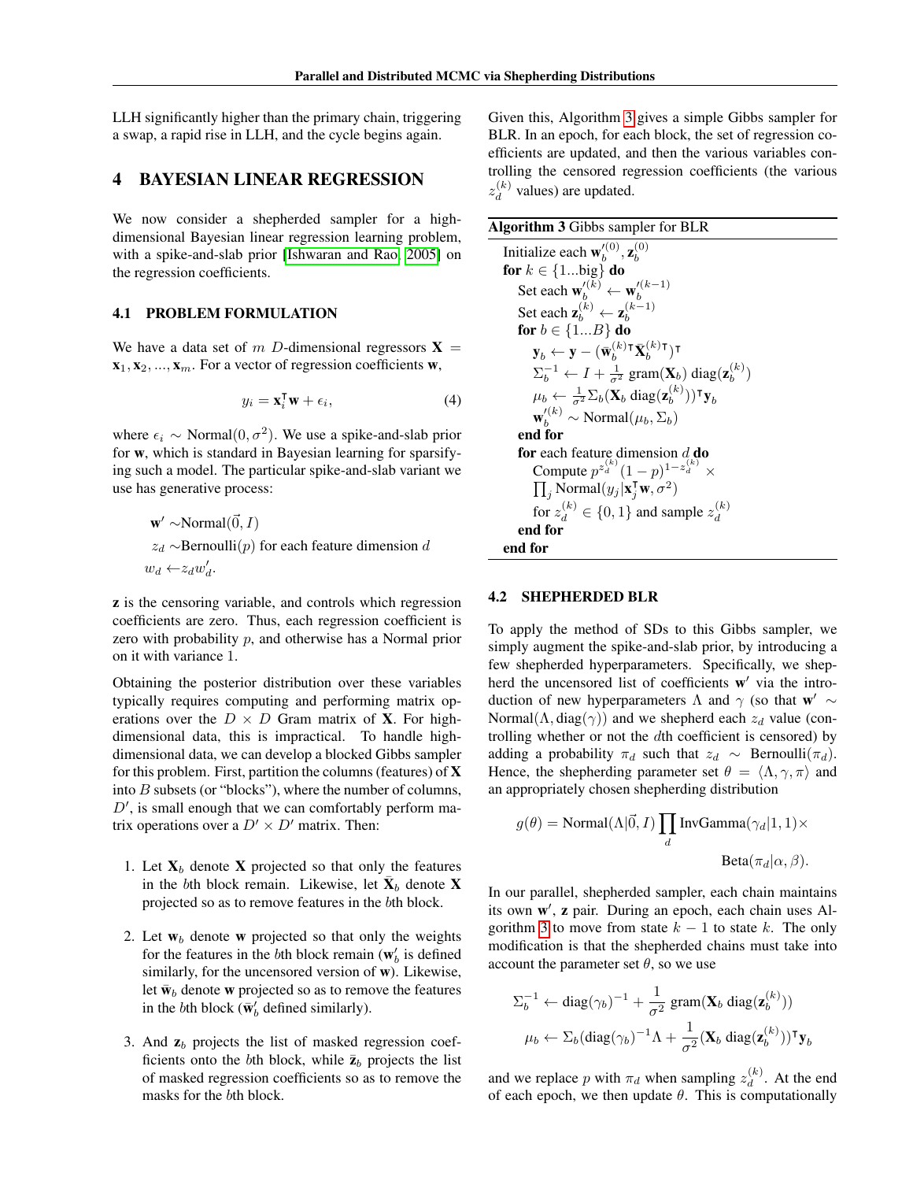LLH significantly higher than the primary chain, triggering a swap, a rapid rise in LLH, and the cycle begins again.

## 4 BAYESIAN LINEAR REGRESSION

We now consider a shepherded sampler for a high-dimensional Bayesian linear regression learning problem, with a spike-and-slab prior [Ishwaran and Rao, 2005] on the regression coefficients.

### 4.1 PROBLEM FORMULATION

We have a data set of $m$ $D$-dimensional regressors $\mathbf{X} = \mathbf{x}_1, \mathbf{x}_2, ..., \mathbf{x}_m$. For a vector of regression coefficients $\mathbf{w}$,

$$y_i = \mathbf{x}_i^\intercal \mathbf{w} + \epsilon_i, \tag{4}$$

where $\epsilon_i \sim \text{Normal}(0, \sigma^2)$. We use a spike-and-slab prior for $\mathbf{w}$, which is standard in Bayesian learning for sparsifying such a model. The particular spike-and-slab variant we use has generative process:

$$\begin{aligned} \mathbf{w}' &\sim \text{Normal}(\vec{0}, I) \\ z_d &\sim \text{Bernoulli}(p) \text{ for each feature dimension } d \\ w_d &\leftarrow z_d w'_d. \end{aligned}$$

$\mathbf{z}$ is the censoring variable, and controls which regression coefficients are zero. Thus, each regression coefficient is zero with probability $p$, and otherwise has a Normal prior on it with variance 1.

Obtaining the posterior distribution over these variables typically requires computing and performing matrix operations over the $D \times D$ Gram matrix of $\mathbf{X}$. For high-dimensional data, this is impractical. To handle high-dimensional data, we can develop a blocked Gibbs sampler for this problem. First, partition the columns (features) of $\mathbf{X}$ into $B$ subsets (or "blocks"), where the number of columns, $D'$, is small enough that we can comfortably perform matrix operations over a $D' \times D'$ matrix. Then:

1. Let $\mathbf{X}_b$ denote $\mathbf{X}$ projected so that only the features in the $b$th block remain. Likewise, let $\bar{\mathbf{X}}_b$ denote $\mathbf{X}$ projected so as to remove features in the $b$th block.

2. Let $\mathbf{w}_b$ denote $\mathbf{w}$ projected so that only the weights for the features in the $b$th block remain ($\mathbf{w}'_b$ is defined similarly, for the uncensored version of $\mathbf{w}$). Likewise, let $\bar{\mathbf{w}}_b$ denote $\mathbf{w}$ projected so as to remove the features in the $b$th block ($\bar{\mathbf{w}}'_b$ defined similarly).

3. And $\mathbf{z}_b$ projects the list of masked regression coefficients onto the $b$th block, while $\bar{\mathbf{z}}_b$ projects the list of masked regression coefficients so as to remove the masks for the $b$th block.

Given this, Algorithm 3 gives a simple Gibbs sampler for BLR. In an epoch, for each block, the set of regression coefficients are updated, and then the various variables controlling the censored regression coefficients (the various $z_d^{(k)}$ values) are updated.

**Algorithm 3** Gibbs sampler for BLR

```
Initialize each w'_b^(0), z_b^(0)
for k ∈ {1...big} do
    Set each w'_b^(k) ← w'_b^(k−1)
    Set each z_b^(k) ← z_b^(k−1)
    for b ∈ {1...B} do
        y_b ← y − (w̄_b^(k)ᵀ X̄_b^(k)ᵀ)ᵀ
        Σ_b^{-1} ← I + (1/σ²) gram(X_b) diag(z_b^(k))
        μ_b ← (1/σ²) Σ_b (X_b diag(z_b^(k)))ᵀ y_b
        w'_b^(k) ~ Normal(μ_b, Σ_b)
    end for
    for each feature dimension d do
        Compute p^{z_d^(k)} (1 − p)^{1−z_d^(k)} ×
        ∏_j Normal(y_j | x_jᵀ w, σ²)
        for z_d^(k) ∈ {0, 1} and sample z_d^(k)
    end for
end for
```

### 4.2 SHEPHERDED BLR

To apply the method of SDs to this Gibbs sampler, we simply augment the spike-and-slab prior, by introducing a few shepherded hyperparameters. Specifically, we shepherd the uncensored list of coefficients $\mathbf{w}'$ via the introduction of new hyperparameters $\Lambda$ and $\gamma$ (so that $\mathbf{w}' \sim \text{Normal}(\Lambda, \text{diag}(\gamma))$ and we shepherd each $z_d$ value (controlling whether or not the $d$th coefficient is censored) by adding a probability $\pi_d$ such that $z_d \sim \text{Bernoulli}(\pi_d)$. Hence, the shepherding parameter set $\theta = \langle \Lambda, \gamma, \pi \rangle$ and an appropriately chosen shepherding distribution

$$g(\theta) = \text{Normal}(\Lambda | \vec{0}, I) \prod_d \text{InvGamma}(\gamma_d | 1, 1) \times \text{Beta}(\pi_d | \alpha, \beta).$$

In our parallel, shepherded sampler, each chain maintains its own $\mathbf{w}'$, $\mathbf{z}$ pair. During an epoch, each chain uses Algorithm 3 to move from state $k-1$ to state $k$. The only modification is that the shepherded chains must take into account the parameter set $\theta$, so we use

$$\Sigma_b^{-1} \leftarrow \text{diag}(\gamma_b)^{-1} + \frac{1}{\sigma^2} \text{gram}(\mathbf{X}_b \, \text{diag}(\mathbf{z}_b^{(k)}))$$

$$\mu_b \leftarrow \Sigma_b(\text{diag}(\gamma_b)^{-1}\Lambda + \frac{1}{\sigma^2}(\mathbf{X}_b \, \text{diag}(\mathbf{z}_b^{(k)}))^\intercal \mathbf{y}_b$$

and we replace $p$ with $\pi_d$ when sampling $z_d^{(k)}$. At the end of each epoch, we then update $\theta$. This is computationally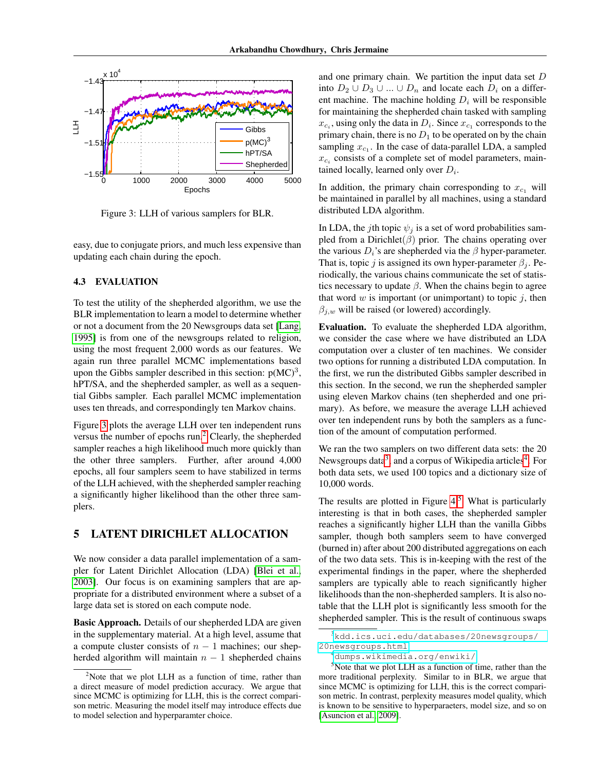Figure 3: LLH of various samplers for BLR.

easy, due to conjugate priors, and much less expensive than updating each chain during the epoch.

### 4.3 EVALUATION

To test the utility of the shepherded algorithm, we use the BLR implementation to learn a model to determine whether or not a document from the 20 Newsgroups data set [Lang, 1995] is from one of the newsgroups related to religion, using the most frequent 2,000 words as our features. We again run three parallel MCMC implementations based upon the Gibbs sampler described in this section: p(MC)$^3$, hPT/SA, and the shepherded sampler, as well as a sequential Gibbs sampler. Each parallel MCMC implementation uses ten threads, and correspondingly ten Markov chains.

Figure 3 plots the average LLH over ten independent runs versus the number of epochs run.[2] Clearly, the shepherded sampler reaches a high likelihood much more quickly than the other three samplers. Further, after around 4,000 epochs, all four samplers seem to have stabilized in terms of the LLH achieved, with the shepherded sampler reaching a significantly higher likelihood than the other three samplers.

## 5 LATENT DIRICHLET ALLOCATION

We now consider a data parallel implementation of a sampler for Latent Dirichlet Allocation (LDA) [Blei et al., 2003]. Our focus is on examining samplers that are appropriate for a distributed environment where a subset of a large data set is stored on each compute node.

**Basic Approach.** Details of our shepherded LDA are given in the supplementary material. At a high level, assume that a compute cluster consists of $n - 1$ machines; our shepherded algorithm will maintain $n - 1$ shepherded chains and one primary chain. We partition the input data set $D$ into $D_2 \cup D_3 \cup ... \cup D_n$ and locate each $D_i$ on a different machine. The machine holding $D_i$ will be responsible for maintaining the shepherded chain tasked with sampling $x_{c_i}$, using only the data in $D_i$. Since $x_{c_1}$ corresponds to the primary chain, there is no $D_1$ to be operated on by the chain sampling $x_{c_1}$. In the case of data-parallel LDA, a sampled $x_{c_i}$ consists of a complete set of model parameters, maintained locally, learned only over $D_i$.

In addition, the primary chain corresponding to $x_{c_1}$ will be maintained in parallel by all machines, using a standard distributed LDA algorithm.

In LDA, the $j$th topic $\psi_j$ is a set of word probabilities sampled from a Dirichlet($\beta$) prior. The chains operating over the various $D_i$'s are shepherded via the $\beta$ hyper-parameter. That is, topic $j$ is assigned its own hyper-parameter $\beta_j$. Periodically, the various chains communicate the set of statistics necessary to update $\beta$. When the chains begin to agree that word $w$ is important (or unimportant) to topic $j$, then $\beta_{j,w}$ will be raised (or lowered) accordingly.

**Evaluation.** To evaluate the shepherded LDA algorithm, we consider the case where we have distributed an LDA computation over a cluster of ten machines. We consider two options for running a distributed LDA computation. In the first, we run the distributed Gibbs sampler described in this section. In the second, we run the shepherded sampler using eleven Markov chains (ten shepherded and one primary). As before, we measure the average LLH achieved over ten independent runs by both the samplers as a function of the amount of computation performed.

We ran the two samplers on two different data sets: the 20 Newsgroups data[3], and a corpus of Wikipedia articles[4]. For both data sets, we used 100 topics and a dictionary size of 10,000 words.

The results are plotted in Figure 4.[5] What is particularly interesting is that in both cases, the shepherded sampler reaches a significantly higher LLH than the vanilla Gibbs sampler, though both samplers seem to have converged (burned in) after about 200 distributed aggregations on each of the two data sets. This is in-keeping with the rest of the experimental findings in the paper, where the shepherded samplers are typically able to reach significantly higher likelihoods than the non-shepherded samplers. It is also notable that the LLH plot is significantly less smooth for the shepherded sampler. This is the result of continuous swaps

[2] Note that we plot LLH as a function of time, rather than a direct measure of model prediction accuracy. We argue that since MCMC is optimizing for LLH, this is the correct comparison metric. Measuring the model itself may introduce effects due to model selection and hyperparamter choice.

[3] kdd.ics.uci.edu/databases/20newsgroups/20newsgroups.html

[4] dumps.wikimedia.org/enwiki/

[5] Note that we plot LLH as a function of time, rather than the more traditional perplexity. Similar to in BLR, we argue that since MCMC is optimizing for LLH, this is the correct comparison metric. In contrast, perplexity measures model quality, which is known to be sensitive to hyperparaeters, model size, and so on [Asuncion et al., 2009].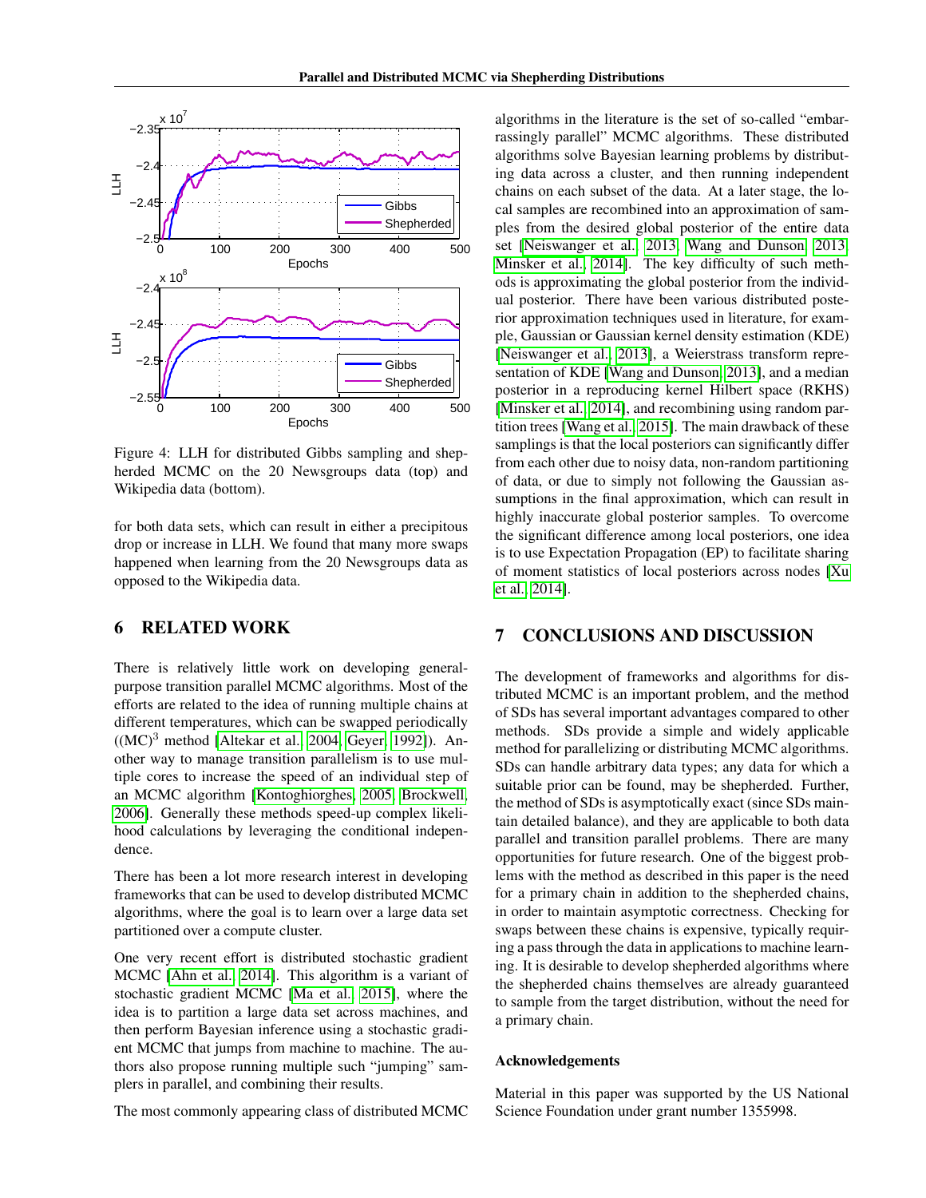Figure 4: LLH for distributed Gibbs sampling and shepherded MCMC on the 20 Newsgroups data (top) and Wikipedia data (bottom).

for both data sets, which can result in either a precipitous drop or increase in LLH. We found that many more swaps happened when learning from the 20 Newsgroups data as opposed to the Wikipedia data.

## 6 RELATED WORK

There is relatively little work on developing general-purpose transition parallel MCMC algorithms. Most of the efforts are related to the idea of running multiple chains at different temperatures, which can be swapped periodically ((MC)$^3$ method [Altekar et al., 2004, Geyer, 1992]). Another way to manage transition parallelism is to use multiple cores to increase the speed of an individual step of an MCMC algorithm [Kontoghiorghes, 2005, Brockwell, 2006]. Generally these methods speed-up complex likelihood calculations by leveraging the conditional independence.

There has been a lot more research interest in developing frameworks that can be used to develop distributed MCMC algorithms, where the goal is to learn over a large data set partitioned over a compute cluster.

One very recent effort is distributed stochastic gradient MCMC [Ahn et al., 2014]. This algorithm is a variant of stochastic gradient MCMC [Ma et al., 2015], where the idea is to partition a large data set across machines, and then perform Bayesian inference using a stochastic gradient MCMC that jumps from machine to machine. The authors also propose running multiple such "jumping" samplers in parallel, and combining their results.

The most commonly appearing class of distributed MCMC algorithms in the literature is the set of so-called "embarrassingly parallel" MCMC algorithms. These distributed algorithms solve Bayesian learning problems by distributing data across a cluster, and then running independent chains on each subset of the data. At a later stage, the local samples are recombined into an approximation of samples from the desired global posterior of the entire data set [Neiswanger et al., 2013, Wang and Dunson, 2013, Minsker et al., 2014]. The key difficulty of such methods is approximating the global posterior from the individual posterior. There have been various distributed posterior approximation techniques used in literature, for example, Gaussian or Gaussian kernel density estimation (KDE) [Neiswanger et al., 2013], a Weierstrass transform representation of KDE [Wang and Dunson, 2013], and a median posterior in a reproducing kernel Hilbert space (RKHS) [Minsker et al., 2014], and recombining using random partition trees [Wang et al., 2015]. The main drawback of these samplings is that the local posteriors can significantly differ from each other due to noisy data, non-random partitioning of data, or due to simply not following the Gaussian assumptions in the final approximation, which can result in highly inaccurate global posterior samples. To overcome the significant difference among local posteriors, one idea is to use Expectation Propagation (EP) to facilitate sharing of moment statistics of local posteriors across nodes [Xu et al., 2014].

## 7 CONCLUSIONS AND DISCUSSION

The development of frameworks and algorithms for distributed MCMC is an important problem, and the method of SDs has several important advantages compared to other methods. SDs provide a simple and widely applicable method for parallelizing or distributing MCMC algorithms. SDs can handle arbitrary data types; any data for which a suitable prior can be found, may be shepherded. Further, the method of SDs is asymptotically exact (since SDs maintain detailed balance), and they are applicable to both data parallel and transition parallel problems. There are many opportunities for future research. One of the biggest problems with the method as described in this paper is the need for a primary chain in addition to the shepherded chains, in order to maintain asymptotic correctness. Checking for swaps between these chains is expensive, typically requiring a pass through the data in applications to machine learning. It is desirable to develop shepherded algorithms where the shepherded chains themselves are already guaranteed to sample from the target distribution, without the need for a primary chain.

### Acknowledgements

Material in this paper was supported by the US National Science Foundation under grant number 1355998.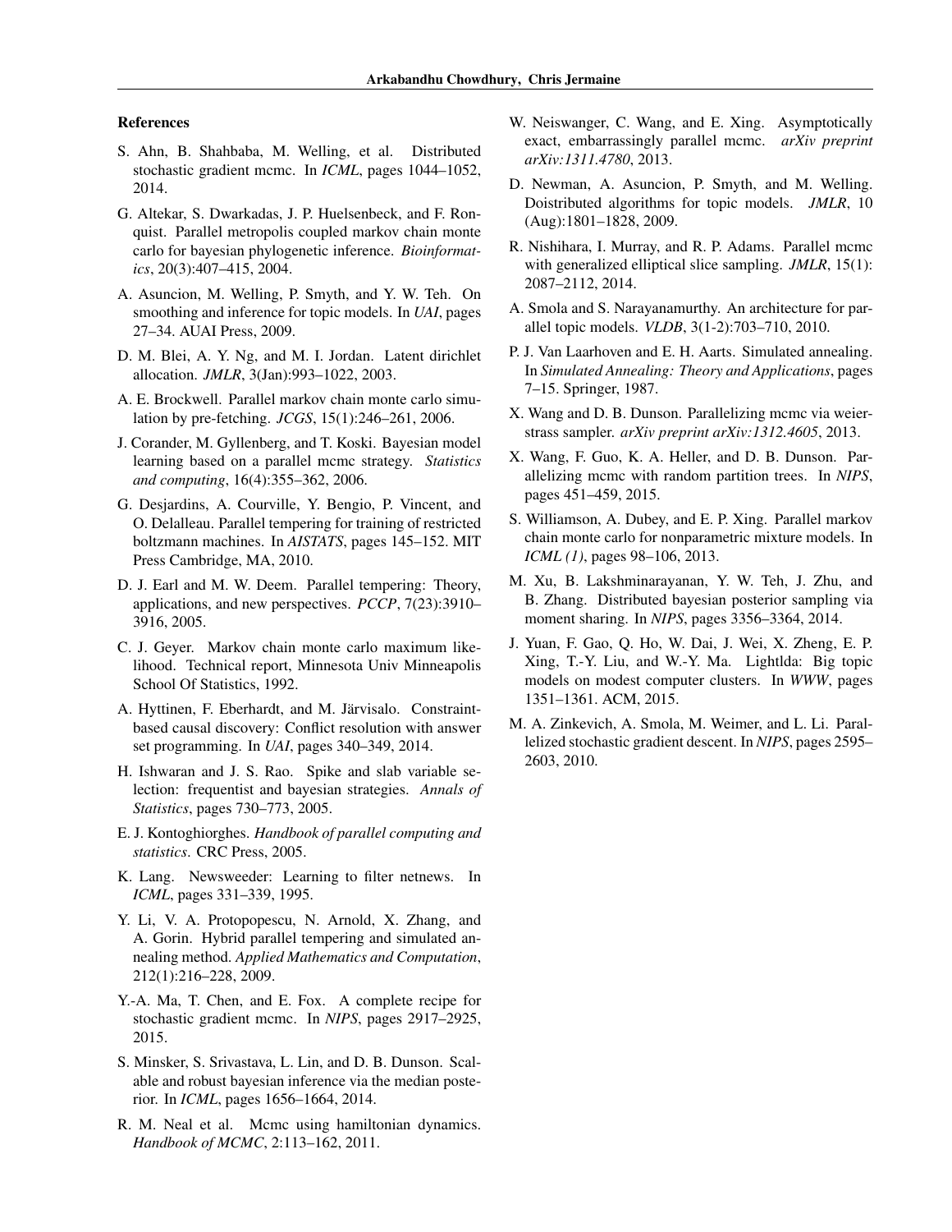## References

S. Ahn, B. Shahbaba, M. Welling, et al. Distributed stochastic gradient mcmc. In *ICML*, pages 1044–1052, 2014.

G. Altekar, S. Dwarkadas, J. P. Huelsenbeck, and F. Ronquist. Parallel metropolis coupled markov chain monte carlo for bayesian phylogenetic inference. *Bioinformatics*, 20(3):407–415, 2004.

A. Asuncion, M. Welling, P. Smyth, and Y. W. Teh. On smoothing and inference for topic models. In *UAI*, pages 27–34. AUAI Press, 2009.

D. M. Blei, A. Y. Ng, and M. I. Jordan. Latent dirichlet allocation. *JMLR*, 3(Jan):993–1022, 2003.

A. E. Brockwell. Parallel markov chain monte carlo simulation by pre-fetching. *JCGS*, 15(1):246–261, 2006.

J. Corander, M. Gyllenberg, and T. Koski. Bayesian model learning based on a parallel mcmc strategy. *Statistics and computing*, 16(4):355–362, 2006.

G. Desjardins, A. Courville, Y. Bengio, P. Vincent, and O. Delalleau. Parallel tempering for training of restricted boltzmann machines. In *AISTATS*, pages 145–152. MIT Press Cambridge, MA, 2010.

D. J. Earl and M. W. Deem. Parallel tempering: Theory, applications, and new perspectives. *PCCP*, 7(23):3910–3916, 2005.

C. J. Geyer. Markov chain monte carlo maximum likelihood. Technical report, Minnesota Univ Minneapolis School Of Statistics, 1992.

A. Hyttinen, F. Eberhardt, and M. Järvisalo. Constraint-based causal discovery: Conflict resolution with answer set programming. In *UAI*, pages 340–349, 2014.

H. Ishwaran and J. S. Rao. Spike and slab variable selection: frequentist and bayesian strategies. *Annals of Statistics*, pages 730–773, 2005.

E. J. Kontoghiorghes. *Handbook of parallel computing and statistics*. CRC Press, 2005.

K. Lang. Newsweeder: Learning to filter netnews. In *ICML*, pages 331–339, 1995.

Y. Li, V. A. Protopopescu, N. Arnold, X. Zhang, and A. Gorin. Hybrid parallel tempering and simulated annealing method. *Applied Mathematics and Computation*, 212(1):216–228, 2009.

Y.-A. Ma, T. Chen, and E. Fox. A complete recipe for stochastic gradient mcmc. In *NIPS*, pages 2917–2925, 2015.

S. Minsker, S. Srivastava, L. Lin, and D. B. Dunson. Scalable and robust bayesian inference via the median posterior. In *ICML*, pages 1656–1664, 2014.

R. M. Neal et al. Mcmc using hamiltonian dynamics. *Handbook of MCMC*, 2:113–162, 2011.

W. Neiswanger, C. Wang, and E. Xing. Asymptotically exact, embarrassingly parallel mcmc. *arXiv preprint arXiv:1311.4780*, 2013.

D. Newman, A. Asuncion, P. Smyth, and M. Welling. Doistributed algorithms for topic models. *JMLR*, 10 (Aug):1801–1828, 2009.

R. Nishihara, I. Murray, and R. P. Adams. Parallel mcmc with generalized elliptical slice sampling. *JMLR*, 15(1): 2087–2112, 2014.

A. Smola and S. Narayanamurthy. An architecture for parallel topic models. *VLDB*, 3(1-2):703–710, 2010.

P. J. Van Laarhoven and E. H. Aarts. Simulated annealing. In *Simulated Annealing: Theory and Applications*, pages 7–15. Springer, 1987.

X. Wang and D. B. Dunson. Parallelizing mcmc via weierstrass sampler. *arXiv preprint arXiv:1312.4605*, 2013.

X. Wang, F. Guo, K. A. Heller, and D. B. Dunson. Parallelizing mcmc with random partition trees. In *NIPS*, pages 451–459, 2015.

S. Williamson, A. Dubey, and E. P. Xing. Parallel markov chain monte carlo for nonparametric mixture models. In *ICML (1)*, pages 98–106, 2013.

M. Xu, B. Lakshminarayanan, Y. W. Teh, J. Zhu, and B. Zhang. Distributed bayesian posterior sampling via moment sharing. In *NIPS*, pages 3356–3364, 2014.

J. Yuan, F. Gao, Q. Ho, W. Dai, J. Wei, X. Zheng, E. P. Xing, T.-Y. Liu, and W.-Y. Ma. Lightlda: Big topic models on modest computer clusters. In *WWW*, pages 1351–1361. ACM, 2015.

M. A. Zinkevich, A. Smola, M. Weimer, and L. Li. Parallelized stochastic gradient descent. In *NIPS*, pages 2595–2603, 2010.